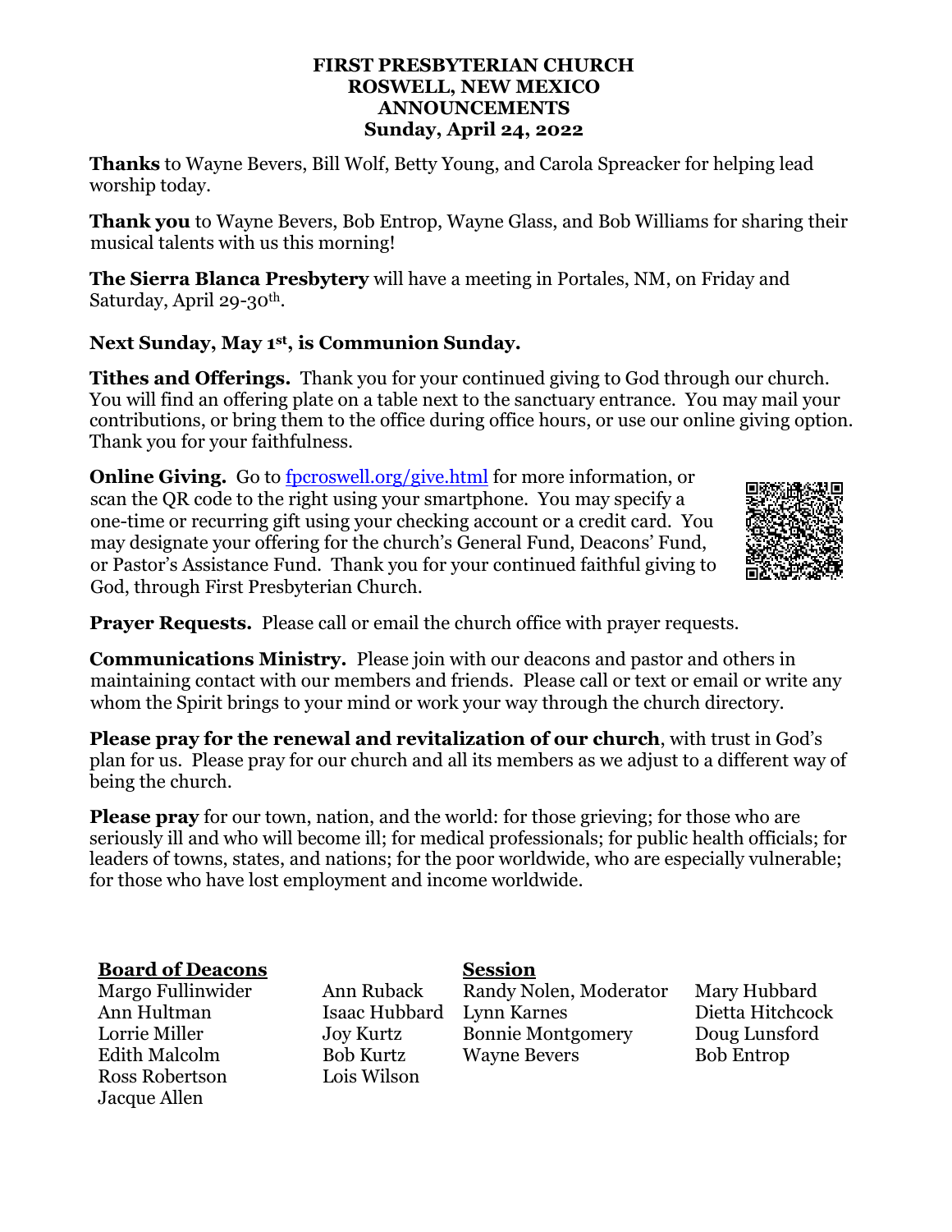**FIRST PRESBYTERIAN CHURCH**
**ROSWELL, NEW MEXICO**
**ANNOUNCEMENTS**
**Sunday, April 24, 2022**

**Thanks** to Wayne Bevers, Bill Wolf, Betty Young, and Carola Spreacker for helping lead worship today.

**Thank you** to Wayne Bevers, Bob Entrop, Wayne Glass, and Bob Williams for sharing their musical talents with us this morning!

**The Sierra Blanca Presbytery** will have a meeting in Portales, NM, on Friday and Saturday, April 29-30th.

**Next Sunday, May 1st, is Communion Sunday.**

**Tithes and Offerings.** Thank you for your continued giving to God through our church. You will find an offering plate on a table next to the sanctuary entrance. You may mail your contributions, or bring them to the office during office hours, or use our online giving option. Thank you for your faithfulness.

**Online Giving.** Go to fpcroswell.org/give.html for more information, or scan the QR code to the right using your smartphone. You may specify a one-time or recurring gift using your checking account or a credit card. You may designate your offering for the church's General Fund, Deacons' Fund, or Pastor's Assistance Fund. Thank you for your continued faithful giving to God, through First Presbyterian Church.

**Prayer Requests.** Please call or email the church office with prayer requests.

**Communications Ministry.** Please join with our deacons and pastor and others in maintaining contact with our members and friends. Please call or text or email or write any whom the Spirit brings to your mind or work your way through the church directory.

**Please pray for the renewal and revitalization of our church**, with trust in God's plan for us. Please pray for our church and all its members as we adjust to a different way of being the church.

**Please pray** for our town, nation, and the world: for those grieving; for those who are seriously ill and who will become ill; for medical professionals; for public health officials; for leaders of towns, states, and nations; for the poor worldwide, who are especially vulnerable; for those who have lost employment and income worldwide.

**Board of Deacons**

- Margo Fullinwider
- Ann Hultman
- Lorrie Miller
- Edith Malcolm
- Ross Robertson
- Jacque Allen
- Ann Ruback
- Isaac Hubbard
- Joy Kurtz
- Bob Kurtz
- Lois Wilson

**Session**

- Randy Nolen, Moderator
- Lynn Karnes
- Bonnie Montgomery
- Wayne Bevers
- Mary Hubbard
- Dietta Hitchcock
- Doug Lunsford
- Bob Entrop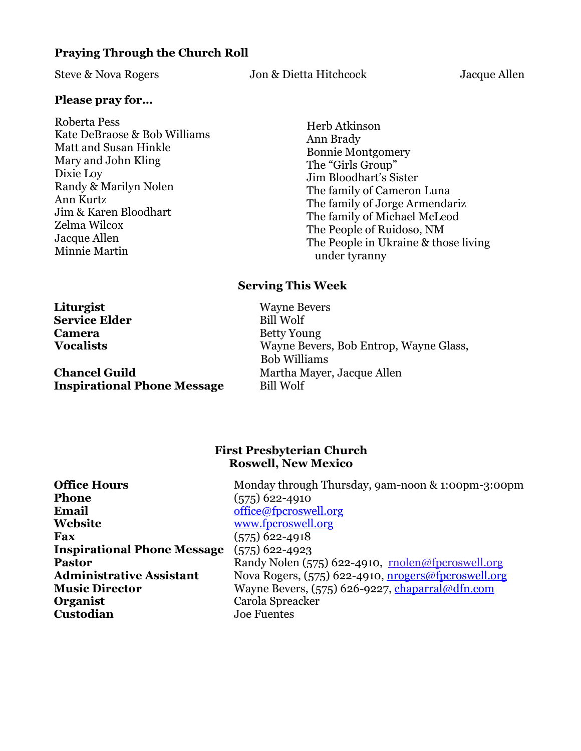### Praying Through the Church Roll

Steve & Nova Rogers

Jon & Dietta Hitchcock

Jacque Allen

### Please pray for…

Roberta Pess
Kate DeBraose & Bob Williams
Matt and Susan Hinkle
Mary and John Kling
Dixie Loy
Randy & Marilyn Nolen
Ann Kurtz
Jim & Karen Bloodhart
Zelma Wilcox
Jacque Allen
Minnie Martin

Herb Atkinson
Ann Brady
Bonnie Montgomery
The "Girls Group"
Jim Bloodhart's Sister
The family of Cameron Luna
The family of Jorge Armendariz
The family of Michael McLeod
The People of Ruidoso, NM
The People in Ukraine & those living under tyranny

### Serving This Week

| | |
|---|---|
| **Liturgist** | Wayne Bevers |
| **Service Elder** | Bill Wolf |
| **Camera** | Betty Young |
| **Vocalists** | Wayne Bevers, Bob Entrop, Wayne Glass, Bob Williams |
| **Chancel Guild** | Martha Mayer, Jacque Allen |
| **Inspirational Phone Message** | Bill Wolf |

### First Presbyterian Church
### Roswell, New Mexico

| | |
|---|---|
| **Office Hours** | Monday through Thursday, 9am-noon & 1:00pm-3:00pm |
| **Phone** | (575) 622-4910 |
| **Email** | office@fpcroswell.org |
| **Website** | www.fpcroswell.org |
| **Fax** | (575) 622-4918 |
| **Inspirational Phone Message** | (575) 622-4923 |
| **Pastor** | Randy Nolen (575) 622-4910, rnolen@fpcroswell.org |
| **Administrative Assistant** | Nova Rogers, (575) 622-4910, nrogers@fpcroswell.org |
| **Music Director** | Wayne Bevers, (575) 626-9227, chaparral@dfn.com |
| **Organist** | Carola Spreacker |
| **Custodian** | Joe Fuentes |